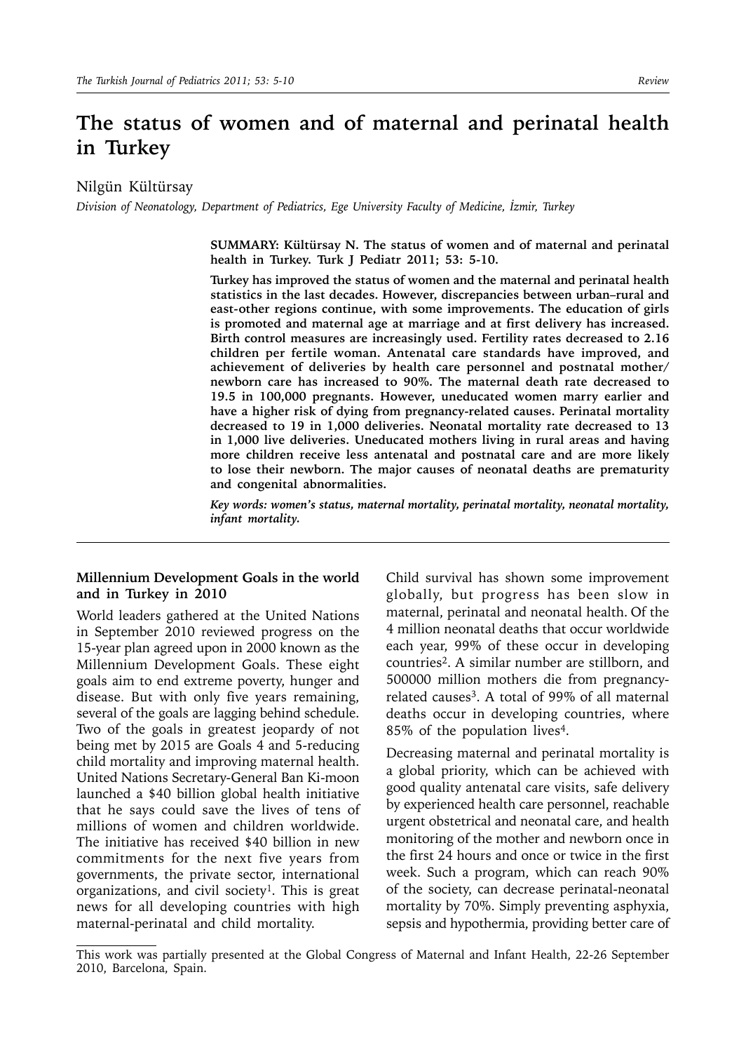# The status of women and of maternal and perinatal health in Turkey

Nilgün Kültürsay

*Division of Neonatology, Department of Pediatrics, Ege University Faculty of Medicine, İzmir, Turkey*

**SUMMARY: Kültürsay N. The status of women and of maternal and perinatal health in Turkey. Turk J Pediatr 2011; 53: 5-10.**

**Turkey has improved the status of women and the maternal and perinatal health statistics in the last decades. However, discrepancies between urban–rural and east-other regions continue, with some improvements. The education of girls is promoted and maternal age at marriage and at first delivery has increased. Birth control measures are increasingly used. Fertility rates decreased to 2.16 children per fertile woman. Antenatal care standards have improved, and achievement of deliveries by health care personnel and postnatal mother/newborn care has increased to 90%. The maternal death rate decreased to 19.5 in 100,000 pregnants. However, uneducated women marry earlier and have a higher risk of dying from pregnancy-related causes. Perinatal mortality decreased to 19 in 1,000 deliveries. Neonatal mortality rate decreased to 13 in 1,000 live deliveries. Uneducated mothers living in rural areas and having more children receive less antenatal and postnatal care and are more likely to lose their newborn. The major causes of neonatal deaths are prematurity and congenital abnormalities.**

***Key words:* *women's status, maternal mortality, perinatal mortality, neonatal mortality, infant mortality.***

---

### Millennium Development Goals in the world and in Turkey in 2010

World leaders gathered at the United Nations in September 2010 reviewed progress on the 15-year plan agreed upon in 2000 known as the Millennium Development Goals. These eight goals aim to end extreme poverty, hunger and disease. But with only five years remaining, several of the goals are lagging behind schedule. Two of the goals in greatest jeopardy of not being met by 2015 are Goals 4 and 5-reducing child mortality and improving maternal health. United Nations Secretary-General Ban Ki-moon launched a $40 billion global health initiative that he says could save the lives of tens of millions of women and children worldwide. The initiative has received $40 billion in new commitments for the next five years from governments, the private sector, international organizations, and civil society[1]. This is great news for all developing countries with high maternal-perinatal and child mortality.

Child survival has shown some improvement globally, but progress has been slow in maternal, perinatal and neonatal health. Of the 4 million neonatal deaths that occur worldwide each year, 99% of these occur in developing countries[2]. A similar number are stillborn, and 500000 million mothers die from pregnancy-related causes[3]. A total of 99% of all maternal deaths occur in developing countries, where 85% of the population lives[4].

Decreasing maternal and perinatal mortality is a global priority, which can be achieved with good quality antenatal care visits, safe delivery by experienced health care personnel, reachable urgent obstetrical and neonatal care, and health monitoring of the mother and newborn once in the first 24 hours and once or twice in the first week. Such a program, which can reach 90% of the society, can decrease perinatal-neonatal mortality by 70%. Simply preventing asphyxia, sepsis and hypothermia, providing better care of

---

This work was partially presented at the Global Congress of Maternal and Infant Health, 22-26 September 2010, Barcelona, Spain.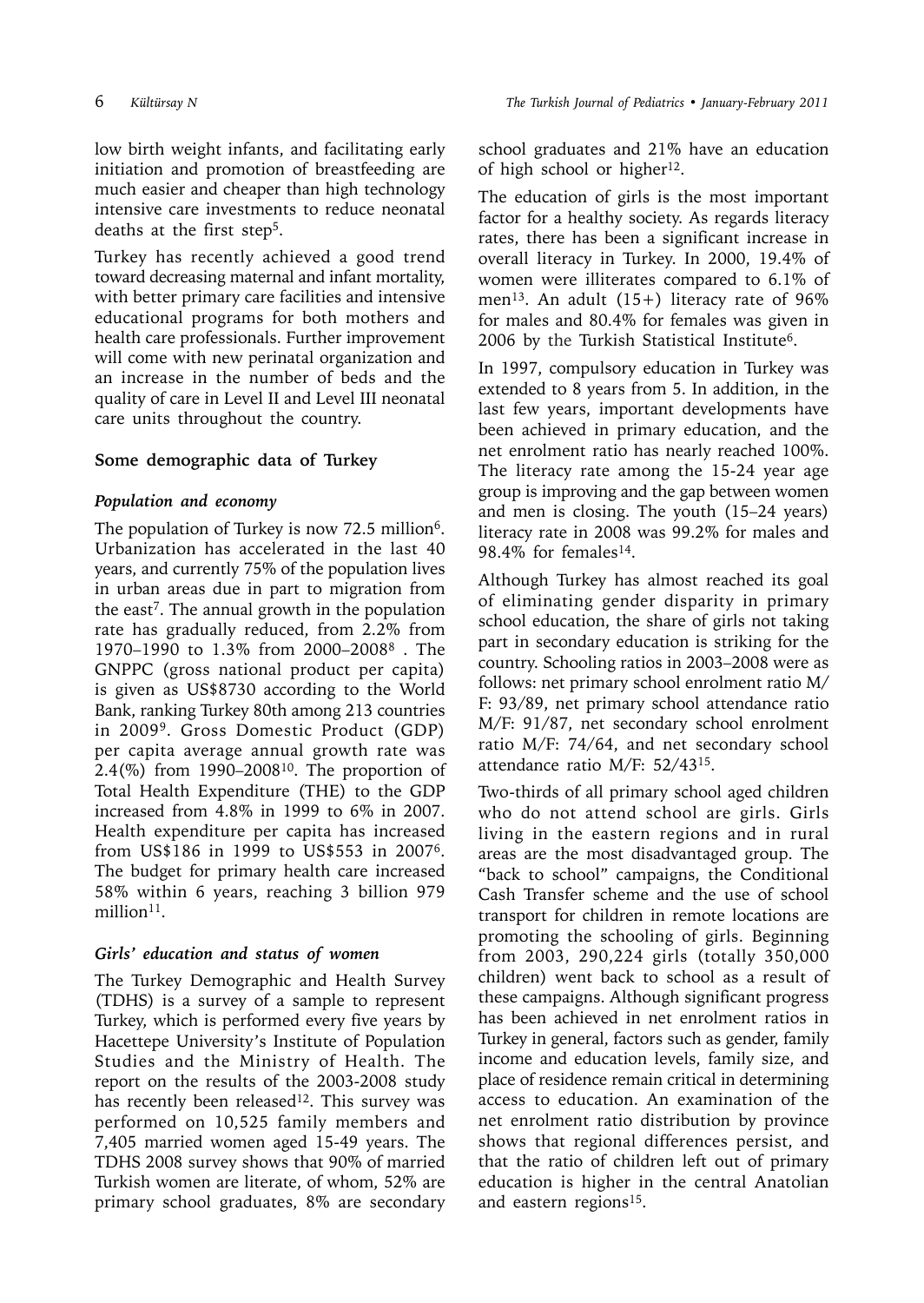low birth weight infants, and facilitating early initiation and promotion of breastfeeding are much easier and cheaper than high technology intensive care investments to reduce neonatal deaths at the first step[5].

Turkey has recently achieved a good trend toward decreasing maternal and infant mortality, with better primary care facilities and intensive educational programs for both mothers and health care professionals. Further improvement will come with new perinatal organization and an increase in the number of beds and the quality of care in Level II and Level III neonatal care units throughout the country.

## Some demographic data of Turkey

### *Population and economy*

The population of Turkey is now 72.5 million[6]. Urbanization has accelerated in the last 40 years, and currently 75% of the population lives in urban areas due in part to migration from the east[7]. The annual growth in the population rate has gradually reduced, from 2.2% from 1970–1990 to 1.3% from 2000–2008[8] . The GNPPC (gross national product per capita) is given as US$8730 according to the World Bank, ranking Turkey 80th among 213 countries in 2009[9]. Gross Domestic Product (GDP) per capita average annual growth rate was 2.4(%) from 1990–2008[10]. The proportion of Total Health Expenditure (THE) to the GDP increased from 4.8% in 1999 to 6% in 2007. Health expenditure per capita has increased from US$186 in 1999 to US$553 in 2007[6]. The budget for primary health care increased 58% within 6 years, reaching 3 billion 979 million[11].

### *Girls' education and status of women*

The Turkey Demographic and Health Survey (TDHS) is a survey of a sample to represent Turkey, which is performed every five years by Hacettepe University's Institute of Population Studies and the Ministry of Health. The report on the results of the 2003-2008 study has recently been released[12]. This survey was performed on 10,525 family members and 7,405 married women aged 15-49 years. The TDHS 2008 survey shows that 90% of married Turkish women are literate, of whom, 52% are primary school graduates, 8% are secondary school graduates and 21% have an education of high school or higher[12].

The education of girls is the most important factor for a healthy society. As regards literacy rates, there has been a significant increase in overall literacy in Turkey. In 2000, 19.4% of women were illiterates compared to 6.1% of men[13]. An adult (15+) literacy rate of 96% for males and 80.4% for females was given in 2006 by the Turkish Statistical Institute[6].

In 1997, compulsory education in Turkey was extended to 8 years from 5. In addition, in the last few years, important developments have been achieved in primary education, and the net enrolment ratio has nearly reached 100%. The literacy rate among the 15-24 year age group is improving and the gap between women and men is closing. The youth (15–24 years) literacy rate in 2008 was 99.2% for males and 98.4% for females[14].

Although Turkey has almost reached its goal of eliminating gender disparity in primary school education, the share of girls not taking part in secondary education is striking for the country. Schooling ratios in 2003–2008 were as follows: net primary school enrolment ratio M/F: 93/89, net primary school attendance ratio M/F: 91/87, net secondary school enrolment ratio M/F: 74/64, and net secondary school attendance ratio M/F: 52/43[15].

Two-thirds of all primary school aged children who do not attend school are girls. Girls living in the eastern regions and in rural areas are the most disadvantaged group. The "back to school" campaigns, the Conditional Cash Transfer scheme and the use of school transport for children in remote locations are promoting the schooling of girls. Beginning from 2003, 290,224 girls (totally 350,000 children) went back to school as a result of these campaigns. Although significant progress has been achieved in net enrolment ratios in Turkey in general, factors such as gender, family income and education levels, family size, and place of residence remain critical in determining access to education. An examination of the net enrolment ratio distribution by province shows that regional differences persist, and that the ratio of children left out of primary education is higher in the central Anatolian and eastern regions[15].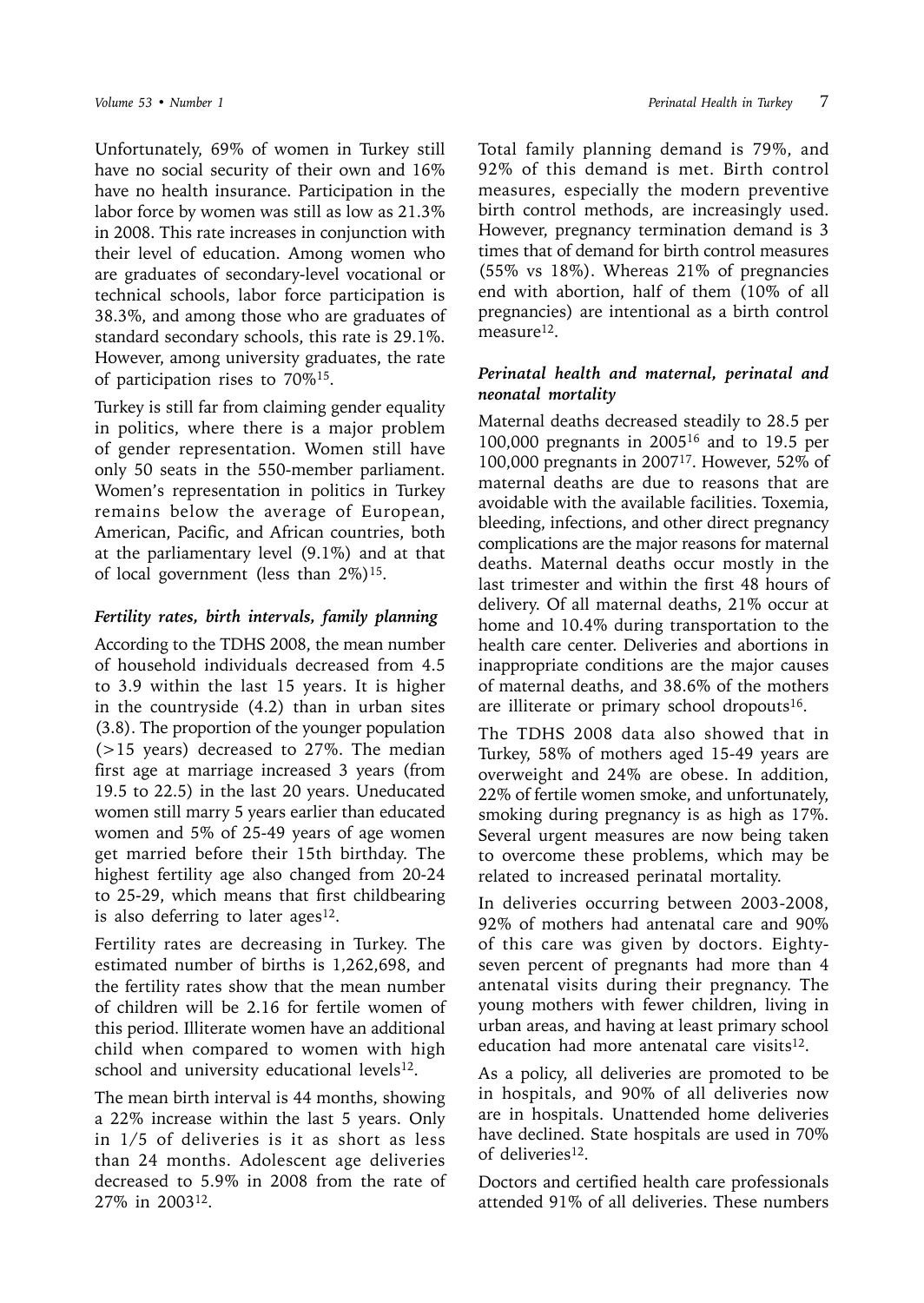Unfortunately, 69% of women in Turkey still have no social security of their own and 16% have no health insurance. Participation in the labor force by women was still as low as 21.3% in 2008. This rate increases in conjunction with their level of education. Among women who are graduates of secondary-level vocational or technical schools, labor force participation is 38.3%, and among those who are graduates of standard secondary schools, this rate is 29.1%. However, among university graduates, the rate of participation rises to 70%[15].

Turkey is still far from claiming gender equality in politics, where there is a major problem of gender representation. Women still have only 50 seats in the 550-member parliament. Women's representation in politics in Turkey remains below the average of European, American, Pacific, and African countries, both at the parliamentary level (9.1%) and at that of local government (less than 2%)[15].

### *Fertility rates, birth intervals, family planning*

According to the TDHS 2008, the mean number of household individuals decreased from 4.5 to 3.9 within the last 15 years. It is higher in the countryside (4.2) than in urban sites (3.8). The proportion of the younger population (>15 years) decreased to 27%. The median first age at marriage increased 3 years (from 19.5 to 22.5) in the last 20 years. Uneducated women still marry 5 years earlier than educated women and 5% of 25-49 years of age women get married before their 15th birthday. The highest fertility age also changed from 20-24 to 25-29, which means that first childbearing is also deferring to later ages[12].

Fertility rates are decreasing in Turkey. The estimated number of births is 1,262,698, and the fertility rates show that the mean number of children will be 2.16 for fertile women of this period. Illiterate women have an additional child when compared to women with high school and university educational levels[12].

The mean birth interval is 44 months, showing a 22% increase within the last 5 years. Only in 1/5 of deliveries is it as short as less than 24 months. Adolescent age deliveries decreased to 5.9% in 2008 from the rate of 27% in 2003[12].

Total family planning demand is 79%, and 92% of this demand is met. Birth control measures, especially the modern preventive birth control methods, are increasingly used. However, pregnancy termination demand is 3 times that of demand for birth control measures (55% vs 18%). Whereas 21% of pregnancies end with abortion, half of them (10% of all pregnancies) are intentional as a birth control measure[12].

### *Perinatal health and maternal, perinatal and neonatal mortality*

Maternal deaths decreased steadily to 28.5 per 100,000 pregnants in 2005[16] and to 19.5 per 100,000 pregnants in 2007[17]. However, 52% of maternal deaths are due to reasons that are avoidable with the available facilities. Toxemia, bleeding, infections, and other direct pregnancy complications are the major reasons for maternal deaths. Maternal deaths occur mostly in the last trimester and within the first 48 hours of delivery. Of all maternal deaths, 21% occur at home and 10.4% during transportation to the health care center. Deliveries and abortions in inappropriate conditions are the major causes of maternal deaths, and 38.6% of the mothers are illiterate or primary school dropouts[16].

The TDHS 2008 data also showed that in Turkey, 58% of mothers aged 15-49 years are overweight and 24% are obese. In addition, 22% of fertile women smoke, and unfortunately, smoking during pregnancy is as high as 17%. Several urgent measures are now being taken to overcome these problems, which may be related to increased perinatal mortality.

In deliveries occurring between 2003-2008, 92% of mothers had antenatal care and 90% of this care was given by doctors. Eighty-seven percent of pregnants had more than 4 antenatal visits during their pregnancy. The young mothers with fewer children, living in urban areas, and having at least primary school education had more antenatal care visits[12].

As a policy, all deliveries are promoted to be in hospitals, and 90% of all deliveries now are in hospitals. Unattended home deliveries have declined. State hospitals are used in 70% of deliveries[12].

Doctors and certified health care professionals attended 91% of all deliveries. These numbers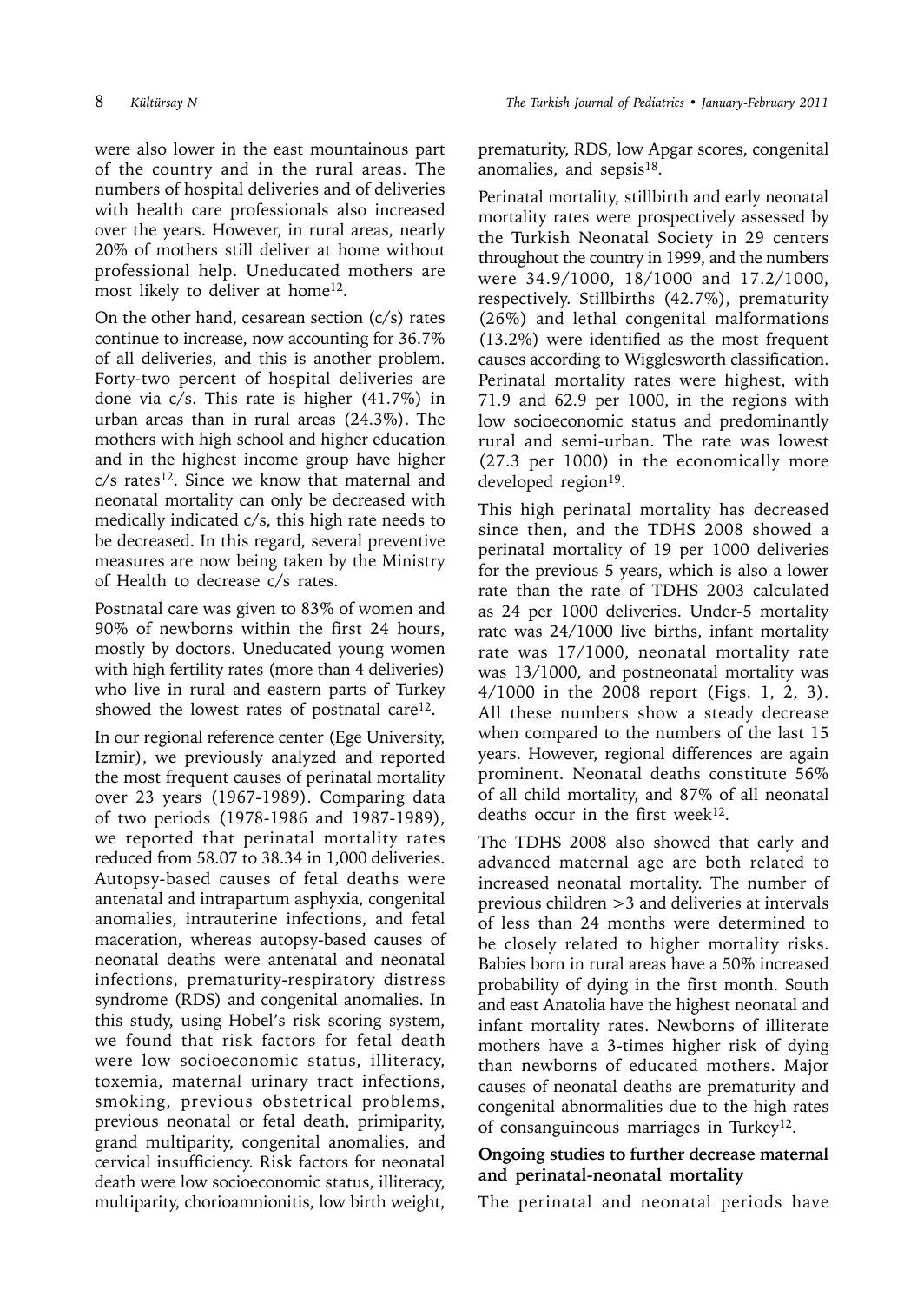were also lower in the east mountainous part of the country and in the rural areas. The numbers of hospital deliveries and of deliveries with health care professionals also increased over the years. However, in rural areas, nearly 20% of mothers still deliver at home without professional help. Uneducated mothers are most likely to deliver at home[12].

On the other hand, cesarean section (c/s) rates continue to increase, now accounting for 36.7% of all deliveries, and this is another problem. Forty-two percent of hospital deliveries are done via c/s. This rate is higher (41.7%) in urban areas than in rural areas (24.3%). The mothers with high school and higher education and in the highest income group have higher c/s rates[12]. Since we know that maternal and neonatal mortality can only be decreased with medically indicated c/s, this high rate needs to be decreased. In this regard, several preventive measures are now being taken by the Ministry of Health to decrease c/s rates.

Postnatal care was given to 83% of women and 90% of newborns within the first 24 hours, mostly by doctors. Uneducated young women with high fertility rates (more than 4 deliveries) who live in rural and eastern parts of Turkey showed the lowest rates of postnatal care[12].

In our regional reference center (Ege University, Izmir), we previously analyzed and reported the most frequent causes of perinatal mortality over 23 years (1967-1989). Comparing data of two periods (1978-1986 and 1987-1989), we reported that perinatal mortality rates reduced from 58.07 to 38.34 in 1,000 deliveries. Autopsy-based causes of fetal deaths were antenatal and intrapartum asphyxia, congenital anomalies, intrauterine infections, and fetal maceration, whereas autopsy-based causes of neonatal deaths were antenatal and neonatal infections, prematurity-respiratory distress syndrome (RDS) and congenital anomalies. In this study, using Hobel's risk scoring system, we found that risk factors for fetal death were low socioeconomic status, illiteracy, toxemia, maternal urinary tract infections, smoking, previous obstetrical problems, previous neonatal or fetal death, primiparity, grand multiparity, congenital anomalies, and cervical insufficiency. Risk factors for neonatal death were low socioeconomic status, illiteracy, multiparity, chorioamnionitis, low birth weight, prematurity, RDS, low Apgar scores, congenital anomalies, and sepsis[18].

Perinatal mortality, stillbirth and early neonatal mortality rates were prospectively assessed by the Turkish Neonatal Society in 29 centers throughout the country in 1999, and the numbers were 34.9/1000, 18/1000 and 17.2/1000, respectively. Stillbirths (42.7%), prematurity (26%) and lethal congenital malformations (13.2%) were identified as the most frequent causes according to Wigglesworth classification. Perinatal mortality rates were highest, with 71.9 and 62.9 per 1000, in the regions with low socioeconomic status and predominantly rural and semi-urban. The rate was lowest (27.3 per 1000) in the economically more developed region[19].

This high perinatal mortality has decreased since then, and the TDHS 2008 showed a perinatal mortality of 19 per 1000 deliveries for the previous 5 years, which is also a lower rate than the rate of TDHS 2003 calculated as 24 per 1000 deliveries. Under-5 mortality rate was 24/1000 live births, infant mortality rate was 17/1000, neonatal mortality rate was 13/1000, and postneonatal mortality was 4/1000 in the 2008 report (Figs. 1, 2, 3). All these numbers show a steady decrease when compared to the numbers of the last 15 years. However, regional differences are again prominent. Neonatal deaths constitute 56% of all child mortality, and 87% of all neonatal deaths occur in the first week[12].

The TDHS 2008 also showed that early and advanced maternal age are both related to increased neonatal mortality. The number of previous children >3 and deliveries at intervals of less than 24 months were determined to be closely related to higher mortality risks. Babies born in rural areas have a 50% increased probability of dying in the first month. South and east Anatolia have the highest neonatal and infant mortality rates. Newborns of illiterate mothers have a 3-times higher risk of dying than newborns of educated mothers. Major causes of neonatal deaths are prematurity and congenital abnormalities due to the high rates of consanguineous marriages in Turkey[12].

**Ongoing studies to further decrease maternal and perinatal-neonatal mortality**

The perinatal and neonatal periods have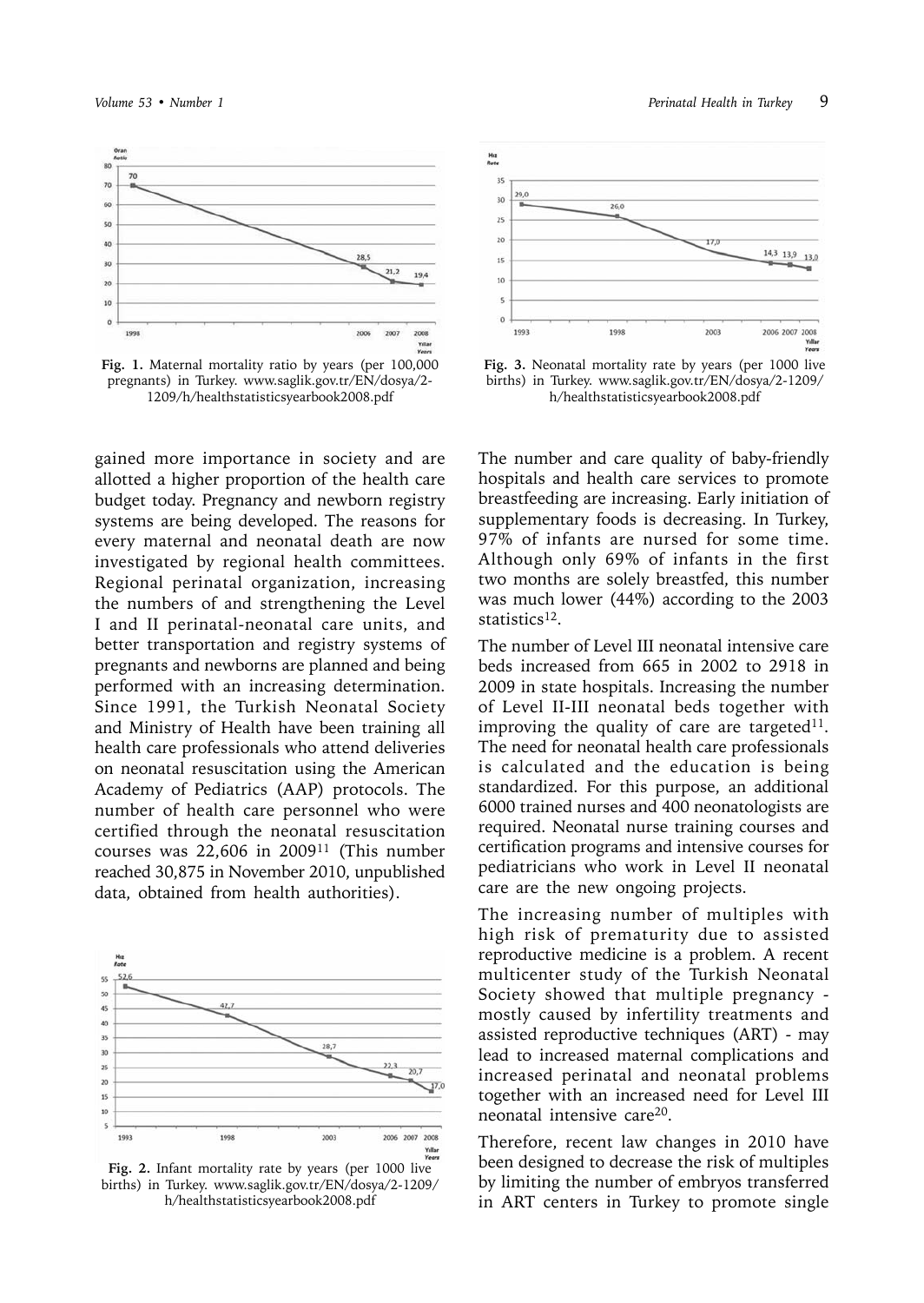Fig. 1. Maternal mortality ratio by years (per 100,000 pregnants) in Turkey. www.saglik.gov.tr/EN/dosya/2-1209/h/healthstatisticsyearbook2008.pdf

Fig. 3. Neonatal mortality rate by years (per 1000 live births) in Turkey. www.saglik.gov.tr/EN/dosya/2-1209/h/healthstatisticsyearbook2008.pdf

gained more importance in society and are allotted a higher proportion of the health care budget today. Pregnancy and newborn registry systems are being developed. The reasons for every maternal and neonatal death are now investigated by regional health committees. Regional perinatal organization, increasing the numbers of and strengthening the Level I and II perinatal-neonatal care units, and better transportation and registry systems of pregnants and newborns are planned and being performed with an increasing determination. Since 1991, the Turkish Neonatal Society and Ministry of Health have been training all health care professionals who attend deliveries on neonatal resuscitation using the American Academy of Pediatrics (AAP) protocols. The number of health care personnel who were certified through the neonatal resuscitation courses was 22,606 in 2009[11] (This number reached 30,875 in November 2010, unpublished data, obtained from health authorities).

Fig. 2. Infant mortality rate by years (per 1000 live births) in Turkey. www.saglik.gov.tr/EN/dosya/2-1209/h/healthstatisticsyearbook2008.pdf

The number and care quality of baby-friendly hospitals and health care services to promote breastfeeding are increasing. Early initiation of supplementary foods is decreasing. In Turkey, 97% of infants are nursed for some time. Although only 69% of infants in the first two months are solely breastfed, this number was much lower (44%) according to the 2003 statistics[12].

The number of Level III neonatal intensive care beds increased from 665 in 2002 to 2918 in 2009 in state hospitals. Increasing the number of Level II-III neonatal beds together with improving the quality of care are targeted[11]. The need for neonatal health care professionals is calculated and the education is being standardized. For this purpose, an additional 6000 trained nurses and 400 neonatologists are required. Neonatal nurse training courses and certification programs and intensive courses for pediatricians who work in Level II neonatal care are the new ongoing projects.

The increasing number of multiples with high risk of prematurity due to assisted reproductive medicine is a problem. A recent multicenter study of the Turkish Neonatal Society showed that multiple pregnancy - mostly caused by infertility treatments and assisted reproductive techniques (ART) - may lead to increased maternal complications and increased perinatal and neonatal problems together with an increased need for Level III neonatal intensive care[20].

Therefore, recent law changes in 2010 have been designed to decrease the risk of multiples by limiting the number of embryos transferred in ART centers in Turkey to promote single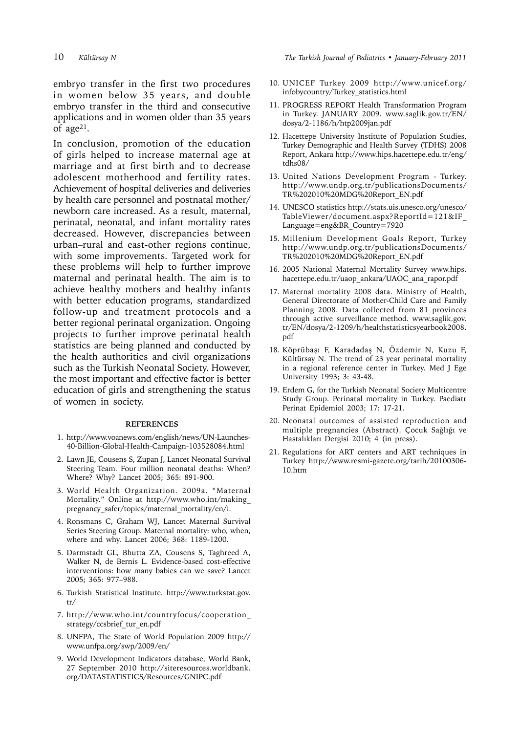embryo transfer in the first two procedures in women below 35 years, and double embryo transfer in the third and consecutive applications and in women older than 35 years of age[21].

In conclusion, promotion of the education of girls helped to increase maternal age at marriage and at first birth and to decrease adolescent motherhood and fertility rates. Achievement of hospital deliveries and deliveries by health care personnel and postnatal mother/newborn care increased. As a result, maternal, perinatal, neonatal, and infant mortality rates decreased. However, discrepancies between urban–rural and east-other regions continue, with some improvements. Targeted work for these problems will help to further improve maternal and perinatal health. The aim is to achieve healthy mothers and healthy infants with better education programs, standardized follow-up and treatment protocols and a better regional perinatal organization. Ongoing projects to further improve perinatal health statistics are being planned and conducted by the health authorities and civil organizations such as the Turkish Neonatal Society. However, the most important and effective factor is better education of girls and strengthening the status of women in society.

## REFERENCES

1. http://www.voanews.com/english/news/UN-Launches-40-Billion-Global-Health-Campaign-103528084.html
2. Lawn JE, Cousens S, Zupan J, Lancet Neonatal Survival Steering Team. Four million neonatal deaths: When? Where? Why? Lancet 2005; 365: 891-900.
3. World Health Organization. 2009a. "Maternal Mortality." Online at http://www.who.int/making_pregnancy_safer/topics/maternal_mortality/en/i.
4. Ronsmans C, Graham WJ, Lancet Maternal Survival Series Steering Group. Maternal mortality: who, when, where and why. Lancet 2006; 368: 1189-1200.
5. Darmstadt GL, Bhutta ZA, Cousens S, Taghreed A, Walker N, de Bernis L. Evidence-based cost-effective interventions: how many babies can we save? Lancet 2005; 365: 977–988.
6. Turkish Statistical Institute. http://www.turkstat.gov.tr/
7. http://www.who.int/countryfocus/cooperation_strategy/ccsbrief_tur_en.pdf
8. UNFPA, The State of World Population 2009 http://www.unfpa.org/swp/2009/en/
9. World Development Indicators database, World Bank, 27 September 2010 http://siteresources.worldbank.org/DATASTATISTICS/Resources/GNIPC.pdf
10. UNICEF Turkey 2009 http://www.unicef.org/infobycountry/Turkey_statistics.html
11. PROGRESS REPORT Health Transformation Program in Turkey. JANUARY 2009. www.saglik.gov.tr/EN/dosya/2-1186/h/htp2009jan.pdf
12. Hacettepe University Institute of Population Studies, Turkey Demographic and Health Survey (TDHS) 2008 Report, Ankara http://www.hips.hacettepe.edu.tr/eng/tdhs08/
13. United Nations Development Program - Turkey. http://www.undp.org.tr/publicationsDocuments/TR%202010%20MDG%20Report_EN.pdf
14. UNESCO statistics http://stats.uis.unesco.org/unesco/TableViewer/document.aspx?ReportId=121&IF_Language=eng&BR_Country=7920
15. Millenium Development Goals Report, Turkey http://www.undp.org.tr/publicationsDocuments/TR%202010%20MDG%20Report_EN.pdf
16. 2005 National Maternal Mortality Survey www.hips.hacettepe.edu.tr/uaop_ankara/UAOC_ana_rapor.pdf
17. Maternal mortality 2008 data. Ministry of Health, General Directorate of Mother-Child Care and Family Planning 2008. Data collected from 81 provinces through active surveillance method. www.saglik.gov.tr/EN/dosya/2-1209/h/healthstatisticsyearbook2008.pdf
18. Köprübaşı F, Karadadaş N, Özdemir N, Kuzu F, Kültürsay N. The trend of 23 year perinatal mortality in a regional reference center in Turkey. Med J Ege University 1993; 3: 43-48.
19. Erdem G, for the Turkish Neonatal Society Multicentre Study Group. Perinatal mortality in Turkey. Paediatr Perinat Epidemiol 2003; 17: 17-21.
20. Neonatal outcomes of assisted reproduction and multiple pregnancies (Abstract). Çocuk Sağlığı ve Hastalıkları Dergisi 2010; 4 (in press).
21. Regulations for ART centers and ART techniques in Turkey http://www.resmi-gazete.org/tarih/20100306-10.htm